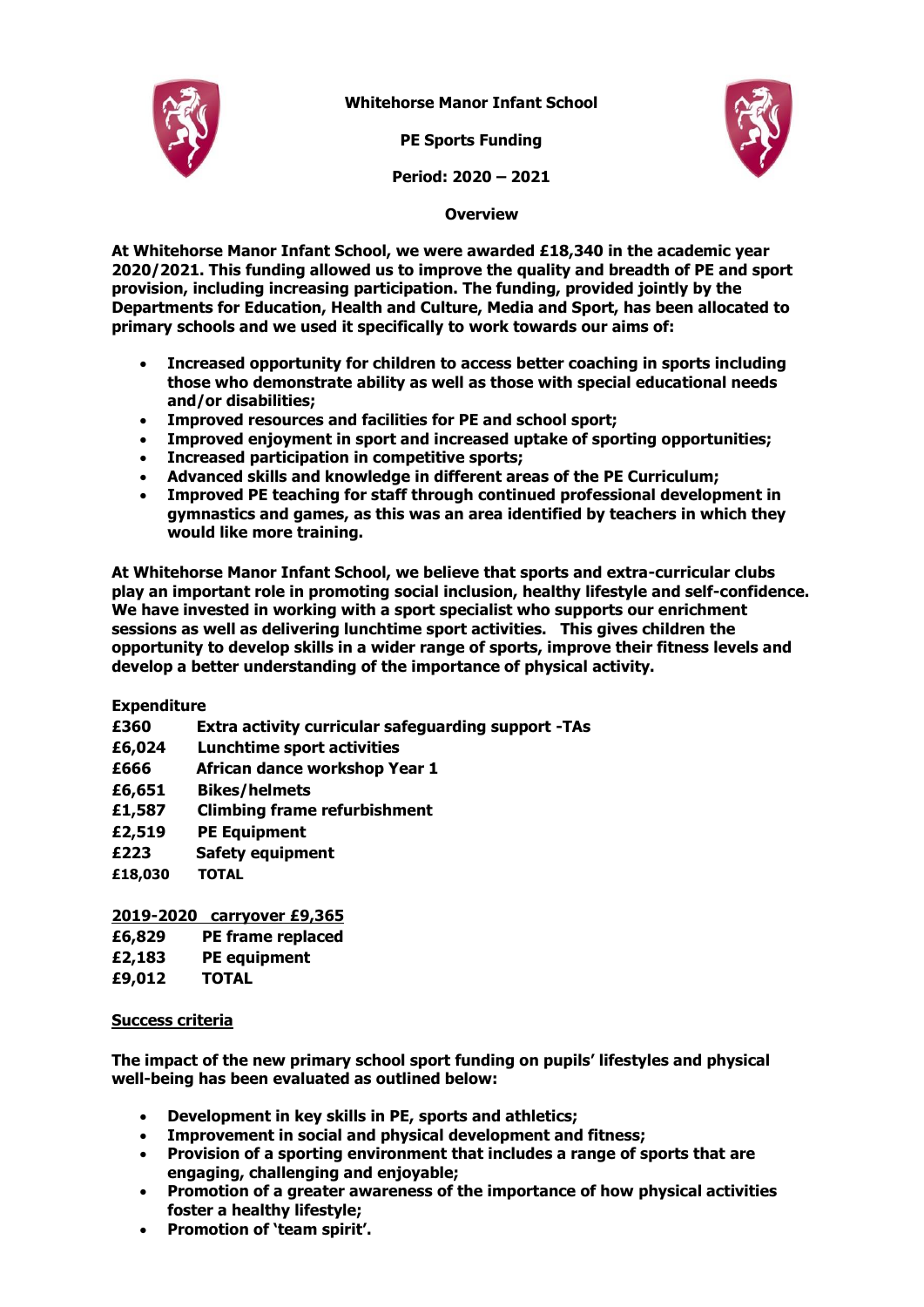# Whitehorse Manor Infant School

## PE Sports Funding

## Period: 2020 – 2021

### Overview

**At Whitehorse Manor Infant School, we were awarded £18,340 in the academic year 2020/2021. This funding allowed us to improve the quality and breadth of PE and sport provision, including increasing participation. The funding, provided jointly by the Departments for Education, Health and Culture, Media and Sport, has been allocated to primary schools and we used it specifically to work towards our aims of:**

- **Increased opportunity for children to access better coaching in sports including those who demonstrate ability as well as those with special educational needs and/or disabilities;**
- **Improved resources and facilities for PE and school sport;**
- **Improved enjoyment in sport and increased uptake of sporting opportunities;**
- **Increased participation in competitive sports;**
- **Advanced skills and knowledge in different areas of the PE Curriculum;**
- **Improved PE teaching for staff through continued professional development in gymnastics and games, as this was an area identified by teachers in which they would like more training.**

**At Whitehorse Manor Infant School, we believe that sports and extra-curricular clubs play an important role in promoting social inclusion, healthy lifestyle and self-confidence. We have invested in working with a sport specialist who supports our enrichment sessions as well as delivering lunchtime sport activities. This gives children the opportunity to develop skills in a wider range of sports, improve their fitness levels and develop a better understanding of the importance of physical activity.**

**Expenditure**

| | |
|---|---|
| **£360** | **Extra activity curricular safeguarding support -TAs** |
| **£6,024** | **Lunchtime sport activities** |
| **£666** | **African dance workshop Year 1** |
| **£6,651** | **Bikes/helmets** |
| **£1,587** | **Climbing frame refurbishment** |
| **£2,519** | **PE Equipment** |
| **£223** | **Safety equipment** |
| **£18,030** | **TOTAL** |

**2019-2020 carryover £9,365**

| | |
|---|---|
| **£6,829** | **PE frame replaced** |
| **£2,183** | **PE equipment** |
| **£9,012** | **TOTAL** |

**Success criteria**

**The impact of the new primary school sport funding on pupils' lifestyles and physical well-being has been evaluated as outlined below:**

- **Development in key skills in PE, sports and athletics;**
- **Improvement in social and physical development and fitness;**
- **Provision of a sporting environment that includes a range of sports that are engaging, challenging and enjoyable;**
- **Promotion of a greater awareness of the importance of how physical activities foster a healthy lifestyle;**
- **Promotion of 'team spirit'.**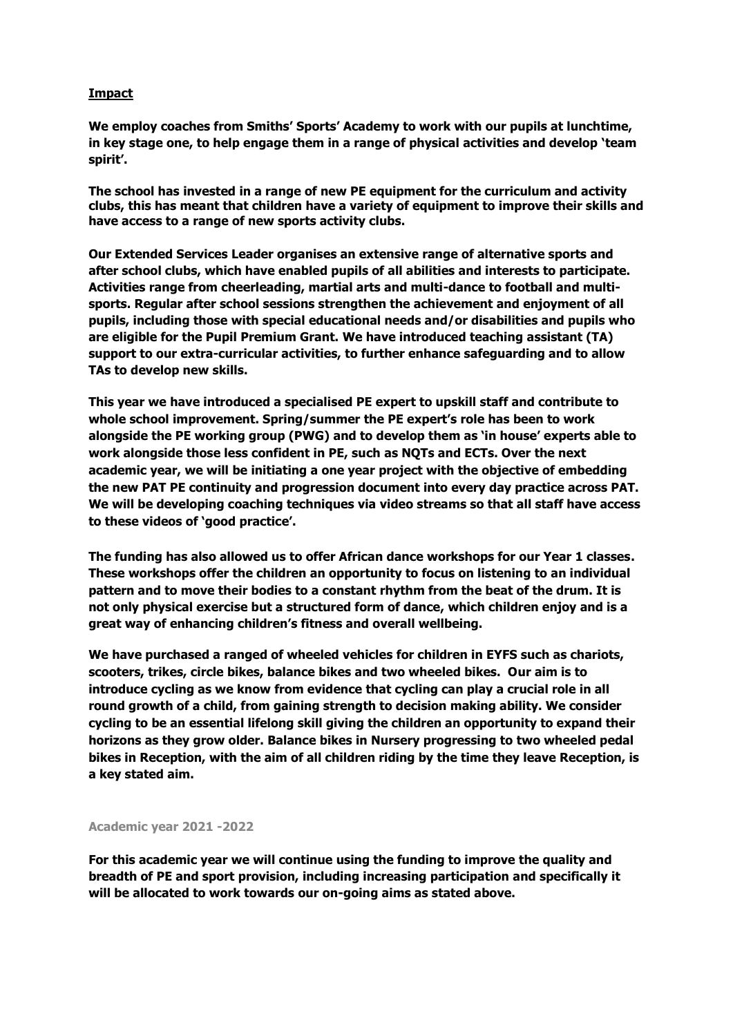**Impact**

**We employ coaches from Smiths' Sports' Academy to work with our pupils at lunchtime, in key stage one, to help engage them in a range of physical activities and develop 'team spirit'.**

**The school has invested in a range of new PE equipment for the curriculum and activity clubs, this has meant that children have a variety of equipment to improve their skills and have access to a range of new sports activity clubs.**

**Our Extended Services Leader organises an extensive range of alternative sports and after school clubs, which have enabled pupils of all abilities and interests to participate. Activities range from cheerleading, martial arts and multi-dance to football and multi-sports. Regular after school sessions strengthen the achievement and enjoyment of all pupils, including those with special educational needs and/or disabilities and pupils who are eligible for the Pupil Premium Grant. We have introduced teaching assistant (TA) support to our extra-curricular activities, to further enhance safeguarding and to allow TAs to develop new skills.**

**This year we have introduced a specialised PE expert to upskill staff and contribute to whole school improvement. Spring/summer the PE expert's role has been to work alongside the PE working group (PWG) and to develop them as 'in house' experts able to work alongside those less confident in PE, such as NQTs and ECTs. Over the next academic year, we will be initiating a one year project with the objective of embedding the new PAT PE continuity and progression document into every day practice across PAT. We will be developing coaching techniques via video streams so that all staff have access to these videos of 'good practice'.**

**The funding has also allowed us to offer African dance workshops for our Year 1 classes. These workshops offer the children an opportunity to focus on listening to an individual pattern and to move their bodies to a constant rhythm from the beat of the drum. It is not only physical exercise but a structured form of dance, which children enjoy and is a great way of enhancing children's fitness and overall wellbeing.**

**We have purchased a ranged of wheeled vehicles for children in EYFS such as chariots, scooters, trikes, circle bikes, balance bikes and two wheeled bikes. Our aim is to introduce cycling as we know from evidence that cycling can play a crucial role in all round growth of a child, from gaining strength to decision making ability. We consider cycling to be an essential lifelong skill giving the children an opportunity to expand their horizons as they grow older. Balance bikes in Nursery progressing to two wheeled pedal bikes in Reception, with the aim of all children riding by the time they leave Reception, is a key stated aim.**

**Academic year 2021 -2022**

**For this academic year we will continue using the funding to improve the quality and breadth of PE and sport provision, including increasing participation and specifically it will be allocated to work towards our on-going aims as stated above.**